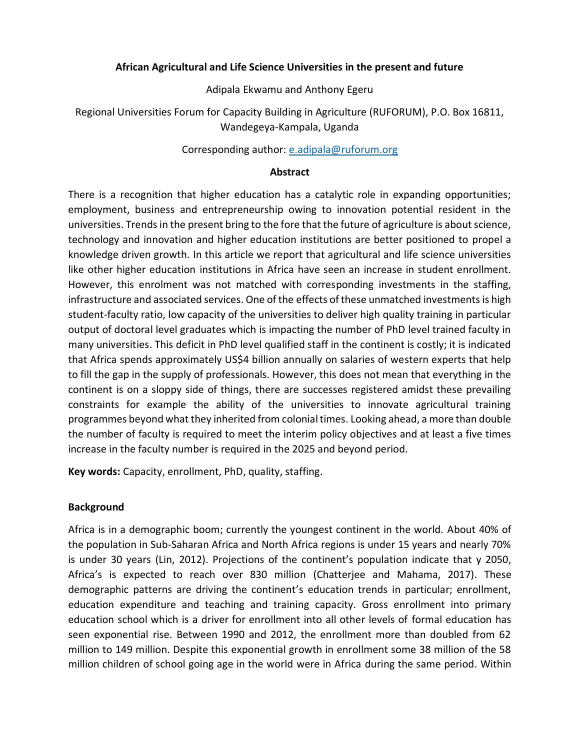# African Agricultural and Life Science Universities in the present and future

Adipala Ekwamu and Anthony Egeru

Regional Universities Forum for Capacity Building in Agriculture (RUFORUM), P.O. Box 16811, Wandegeya-Kampala, Uganda

Corresponding author: e.adipala@ruforum.org

## Abstract

There is a recognition that higher education has a catalytic role in expanding opportunities; employment, business and entrepreneurship owing to innovation potential resident in the universities. Trends in the present bring to the fore that the future of agriculture is about science, technology and innovation and higher education institutions are better positioned to propel a knowledge driven growth. In this article we report that agricultural and life science universities like other higher education institutions in Africa have seen an increase in student enrollment. However, this enrolment was not matched with corresponding investments in the staffing, infrastructure and associated services. One of the effects of these unmatched investments is high student-faculty ratio, low capacity of the universities to deliver high quality training in particular output of doctoral level graduates which is impacting the number of PhD level trained faculty in many universities. This deficit in PhD level qualified staff in the continent is costly; it is indicated that Africa spends approximately US$4 billion annually on salaries of western experts that help to fill the gap in the supply of professionals. However, this does not mean that everything in the continent is on a sloppy side of things, there are successes registered amidst these prevailing constraints for example the ability of the universities to innovate agricultural training programmes beyond what they inherited from colonial times. Looking ahead, a more than double the number of faculty is required to meet the interim policy objectives and at least a five times increase in the faculty number is required in the 2025 and beyond period.

**Key words:** Capacity, enrollment, PhD, quality, staffing.

## Background

Africa is in a demographic boom; currently the youngest continent in the world. About 40% of the population in Sub-Saharan Africa and North Africa regions is under 15 years and nearly 70% is under 30 years (Lin, 2012). Projections of the continent's population indicate that y 2050, Africa's is expected to reach over 830 million (Chatterjee and Mahama, 2017). These demographic patterns are driving the continent's education trends in particular; enrollment, education expenditure and teaching and training capacity. Gross enrollment into primary education school which is a driver for enrollment into all other levels of formal education has seen exponential rise. Between 1990 and 2012, the enrollment more than doubled from 62 million to 149 million. Despite this exponential growth in enrollment some 38 million of the 58 million children of school going age in the world were in Africa during the same period. Within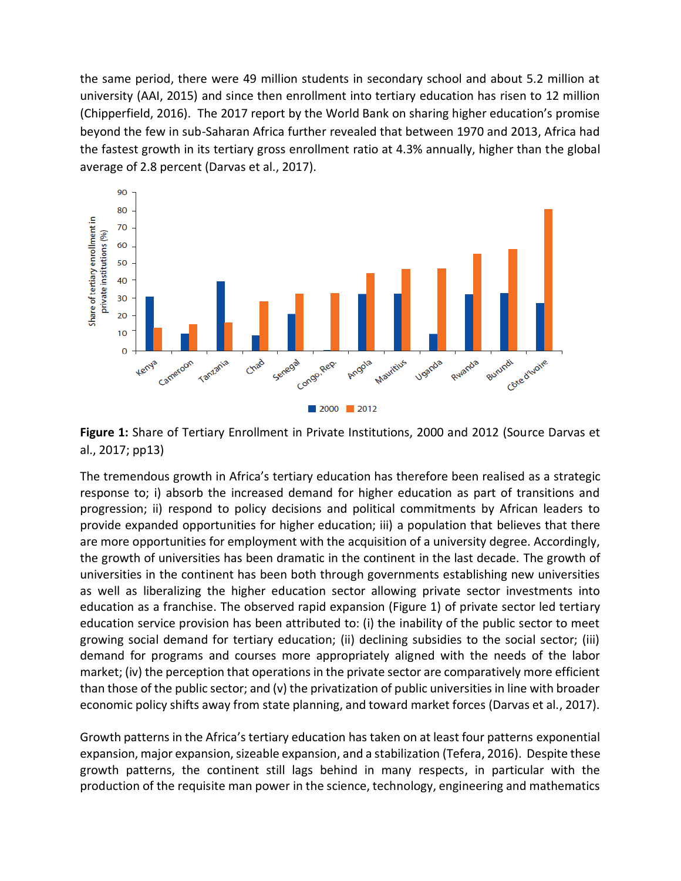the same period, there were 49 million students in secondary school and about 5.2 million at university (AAI, 2015) and since then enrollment into tertiary education has risen to 12 million (Chipperfield, 2016). The 2017 report by the World Bank on sharing higher education's promise beyond the few in sub-Saharan Africa further revealed that between 1970 and 2013, Africa had the fastest growth in its tertiary gross enrollment ratio at 4.3% annually, higher than the global average of 2.8 percent (Darvas et al., 2017).

**Figure 1:** Share of Tertiary Enrollment in Private Institutions, 2000 and 2012 (Source Darvas et al., 2017; pp13)

The tremendous growth in Africa's tertiary education has therefore been realised as a strategic response to; i) absorb the increased demand for higher education as part of transitions and progression; ii) respond to policy decisions and political commitments by African leaders to provide expanded opportunities for higher education; iii) a population that believes that there are more opportunities for employment with the acquisition of a university degree. Accordingly, the growth of universities has been dramatic in the continent in the last decade. The growth of universities in the continent has been both through governments establishing new universities as well as liberalizing the higher education sector allowing private sector investments into education as a franchise. The observed rapid expansion (Figure 1) of private sector led tertiary education service provision has been attributed to: (i) the inability of the public sector to meet growing social demand for tertiary education; (ii) declining subsidies to the social sector; (iii) demand for programs and courses more appropriately aligned with the needs of the labor market; (iv) the perception that operations in the private sector are comparatively more efficient than those of the public sector; and (v) the privatization of public universities in line with broader economic policy shifts away from state planning, and toward market forces (Darvas et al., 2017).

Growth patterns in the Africa's tertiary education has taken on at least four patterns exponential expansion, major expansion, sizeable expansion, and a stabilization (Tefera, 2016). Despite these growth patterns, the continent still lags behind in many respects, in particular with the production of the requisite man power in the science, technology, engineering and mathematics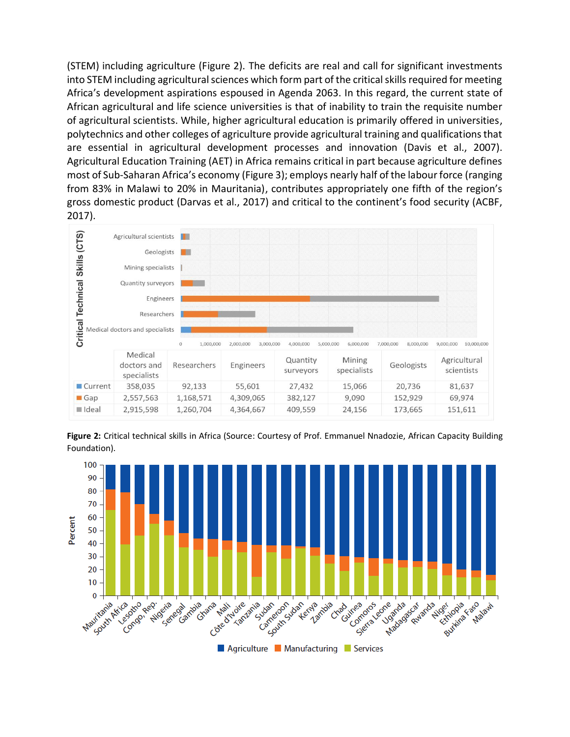(STEM) including agriculture (Figure 2). The deficits are real and call for significant investments into STEM including agricultural sciences which form part of the critical skills required for meeting Africa's development aspirations espoused in Agenda 2063. In this regard, the current state of African agricultural and life science universities is that of inability to train the requisite number of agricultural scientists. While, higher agricultural education is primarily offered in universities, polytechnics and other colleges of agriculture provide agricultural training and qualifications that are essential in agricultural development processes and innovation (Davis et al., 2007). Agricultural Education Training (AET) in Africa remains critical in part because agriculture defines most of Sub-Saharan Africa's economy (Figure 3); employs nearly half of the labour force (ranging from 83% in Malawi to 20% in Mauritania), contributes appropriately one fifth of the region's gross domestic product (Darvas et al., 2017) and critical to the continent's food security (ACBF, 2017).

| | Medical doctors and specialists | Researchers | Engineers | Quantity surveyors | Mining specialists | Geologists | Agricultural scientists |
|---|---|---|---|---|---|---|---|
| Current | 358,035 | 92,133 | 55,601 | 27,432 | 15,066 | 20,736 | 81,637 |
| Gap | 2,557,563 | 1,168,571 | 4,309,065 | 382,127 | 9,090 | 152,929 | 69,974 |
| Ideal | 2,915,598 | 1,260,704 | 4,364,667 | 409,559 | 24,156 | 173,665 | 151,611 |

**Figure 2:** Critical technical skills in Africa (Source: Courtesy of Prof. Emmanuel Nnadozie, African Capacity Building Foundation).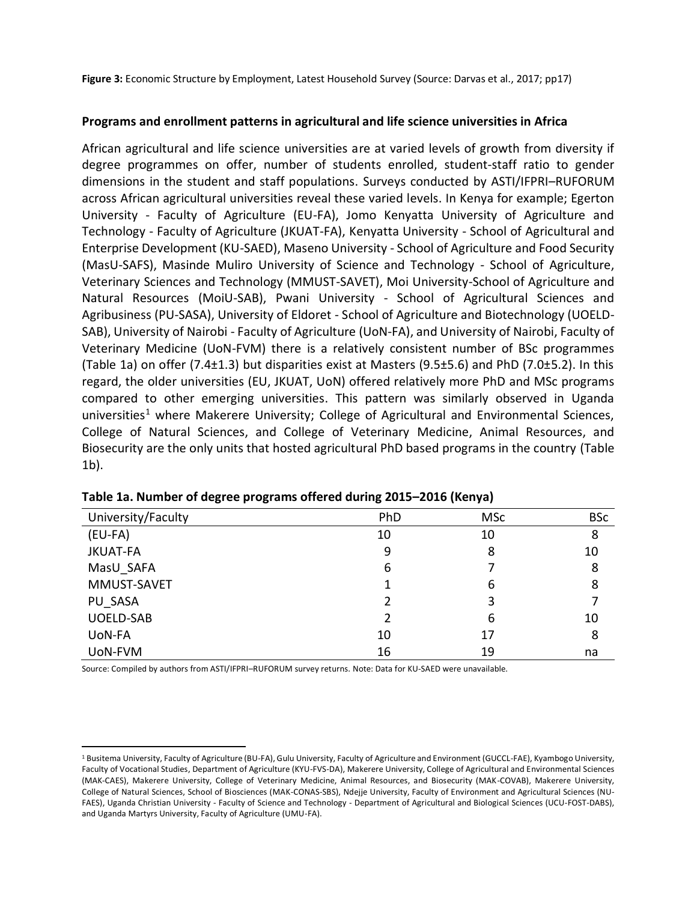**Figure 3:** Economic Structure by Employment, Latest Household Survey (Source: Darvas et al., 2017; pp17)

### Programs and enrollment patterns in agricultural and life science universities in Africa

African agricultural and life science universities are at varied levels of growth from diversity if degree programmes on offer, number of students enrolled, student-staff ratio to gender dimensions in the student and staff populations. Surveys conducted by ASTI/IFPRI–RUFORUM across African agricultural universities reveal these varied levels. In Kenya for example; Egerton University - Faculty of Agriculture (EU-FA), Jomo Kenyatta University of Agriculture and Technology - Faculty of Agriculture (JKUAT-FA), Kenyatta University - School of Agricultural and Enterprise Development (KU-SAED), Maseno University - School of Agriculture and Food Security (MasU-SAFS), Masinde Muliro University of Science and Technology - School of Agriculture, Veterinary Sciences and Technology (MMUST-SAVET), Moi University-School of Agriculture and Natural Resources (MoiU-SAB), Pwani University - School of Agricultural Sciences and Agribusiness (PU-SASA), University of Eldoret - School of Agriculture and Biotechnology (UOELD-SAB), University of Nairobi - Faculty of Agriculture (UoN-FA), and University of Nairobi, Faculty of Veterinary Medicine (UoN-FVM) there is a relatively consistent number of BSc programmes (Table 1a) on offer (7.4±1.3) but disparities exist at Masters (9.5±5.6) and PhD (7.0±5.2). In this regard, the older universities (EU, JKUAT, UoN) offered relatively more PhD and MSc programs compared to other emerging universities. This pattern was similarly observed in Uganda universities[1] where Makerere University; College of Agricultural and Environmental Sciences, College of Natural Sciences, and College of Veterinary Medicine, Animal Resources, and Biosecurity are the only units that hosted agricultural PhD based programs in the country (Table 1b).

**Table 1a. Number of degree programs offered during 2015–2016 (Kenya)**

| University/Faculty | PhD | MSc | BSc |
|---|---|---|---|
| (EU-FA) | 10 | 10 | 8 |
| JKUAT-FA | 9 | 8 | 10 |
| MasU_SAFA | 6 | 7 | 8 |
| MMUST-SAVET | 1 | 6 | 8 |
| PU_SASA | 2 | 3 | 7 |
| UOELD-SAB | 2 | 6 | 10 |
| UoN-FA | 10 | 17 | 8 |
| UoN-FVM | 16 | 19 | na |

Source: Compiled by authors from ASTI/IFPRI–RUFORUM survey returns. Note: Data for KU-SAED were unavailable.

[1] Busitema University, Faculty of Agriculture (BU-FA), Gulu University, Faculty of Agriculture and Environment (GUCCL-FAE), Kyambogo University, Faculty of Vocational Studies, Department of Agriculture (KYU-FVS-DA), Makerere University, College of Agricultural and Environmental Sciences (MAK-CAES), Makerere University, College of Veterinary Medicine, Animal Resources, and Biosecurity (MAK-COVAB), Makerere University, College of Natural Sciences, School of Biosciences (MAK-CONAS-SBS), Ndejje University, Faculty of Environment and Agricultural Sciences (NU-FAES), Uganda Christian University - Faculty of Science and Technology - Department of Agricultural and Biological Sciences (UCU-FOST-DABS), and Uganda Martyrs University, Faculty of Agriculture (UMU-FA).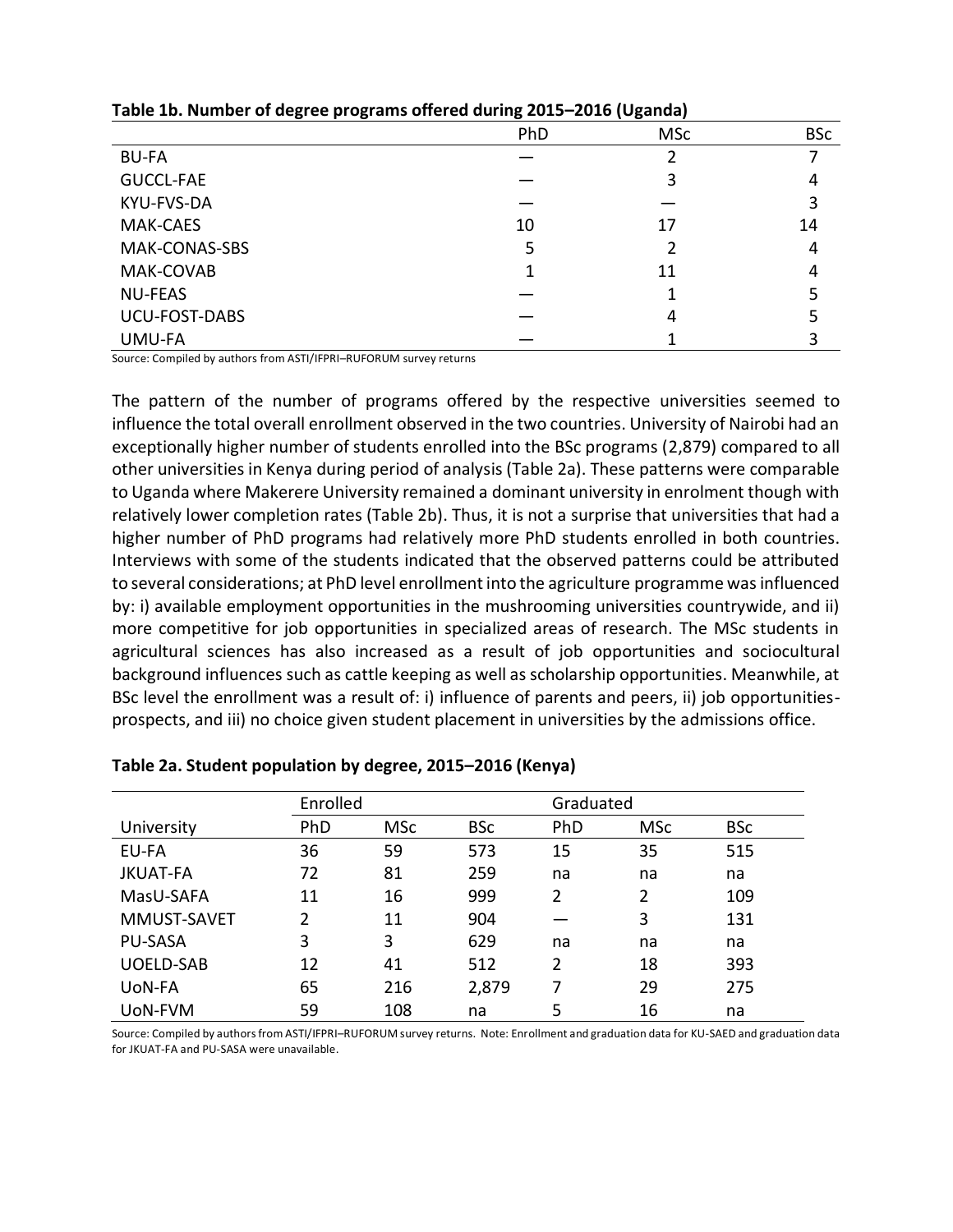**Table 1b. Number of degree programs offered during 2015–2016 (Uganda)**

| | PhD | MSc | BSc |
|---|---|---|---|
| BU-FA | — | 2 | 7 |
| GUCCL-FAE | — | 3 | 4 |
| KYU-FVS-DA | — | — | 3 |
| MAK-CAES | 10 | 17 | 14 |
| MAK-CONAS-SBS | 5 | 2 | 4 |
| MAK-COVAB | 1 | 11 | 4 |
| NU-FEAS | — | 1 | 5 |
| UCU-FOST-DABS | — | 4 | 5 |
| UMU-FA | — | 1 | 3 |

Source: Compiled by authors from ASTI/IFPRI–RUFORUM survey returns

The pattern of the number of programs offered by the respective universities seemed to influence the total overall enrollment observed in the two countries. University of Nairobi had an exceptionally higher number of students enrolled into the BSc programs (2,879) compared to all other universities in Kenya during period of analysis (Table 2a). These patterns were comparable to Uganda where Makerere University remained a dominant university in enrolment though with relatively lower completion rates (Table 2b). Thus, it is not a surprise that universities that had a higher number of PhD programs had relatively more PhD students enrolled in both countries. Interviews with some of the students indicated that the observed patterns could be attributed to several considerations; at PhD level enrollment into the agriculture programme was influenced by: i) available employment opportunities in the mushrooming universities countrywide, and ii) more competitive for job opportunities in specialized areas of research. The MSc students in agricultural sciences has also increased as a result of job opportunities and sociocultural background influences such as cattle keeping as well as scholarship opportunities. Meanwhile, at BSc level the enrollment was a result of: i) influence of parents and peers, ii) job opportunities-prospects, and iii) no choice given student placement in universities by the admissions office.

**Table 2a. Student population by degree, 2015–2016 (Kenya)**

| | Enrolled | | | Graduated | | |
|---|---|---|---|---|---|---|
| University | PhD | MSc | BSc | PhD | MSc | BSc |
| EU-FA | 36 | 59 | 573 | 15 | 35 | 515 |
| JKUAT-FA | 72 | 81 | 259 | na | na | na |
| MasU-SAFA | 11 | 16 | 999 | 2 | 2 | 109 |
| MMUST-SAVET | 2 | 11 | 904 | — | 3 | 131 |
| PU-SASA | 3 | 3 | 629 | na | na | na |
| UOELD-SAB | 12 | 41 | 512 | 2 | 18 | 393 |
| UoN-FA | 65 | 216 | 2,879 | 7 | 29 | 275 |
| UoN-FVM | 59 | 108 | na | 5 | 16 | na |

Source: Compiled by authors from ASTI/IFPRI–RUFORUM survey returns. Note: Enrollment and graduation data for KU-SAED and graduation data for JKUAT-FA and PU-SASA were unavailable.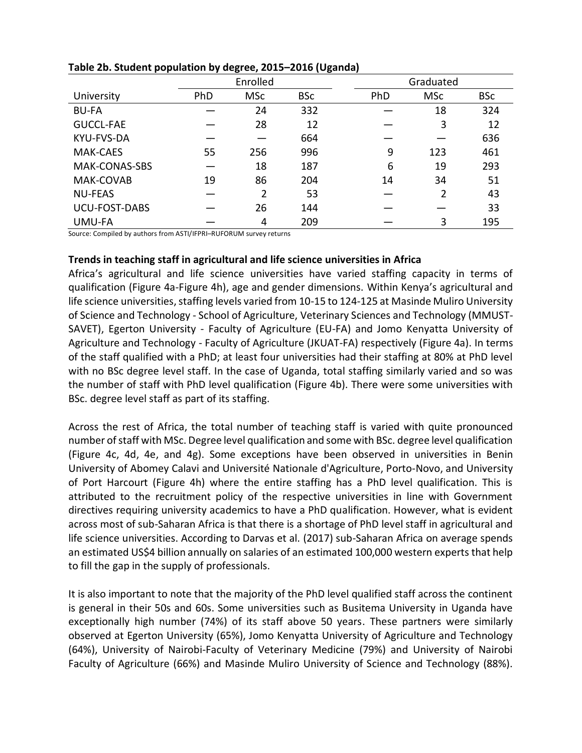**Table 2b. Student population by degree, 2015–2016 (Uganda)**

| | Enrolled | | | Graduated | | |
|---|---|---|---|---|---|---|
| University | PhD | MSc | BSc | PhD | MSc | BSc |
| BU-FA | — | 24 | 332 | — | 18 | 324 |
| GUCCL-FAE | — | 28 | 12 | — | 3 | 12 |
| KYU-FVS-DA | — | — | 664 | — | — | 636 |
| MAK-CAES | 55 | 256 | 996 | 9 | 123 | 461 |
| MAK-CONAS-SBS | — | 18 | 187 | 6 | 19 | 293 |
| MAK-COVAB | 19 | 86 | 204 | 14 | 34 | 51 |
| NU-FEAS | — | 2 | 53 | — | 2 | 43 |
| UCU-FOST-DABS | — | 26 | 144 | — | — | 33 |
| UMU-FA | — | 4 | 209 | — | 3 | 195 |

Source: Compiled by authors from ASTI/IFPRI–RUFORUM survey returns

**Trends in teaching staff in agricultural and life science universities in Africa**

Africa's agricultural and life science universities have varied staffing capacity in terms of qualification (Figure 4a-Figure 4h), age and gender dimensions. Within Kenya's agricultural and life science universities, staffing levels varied from 10-15 to 124-125 at Masinde Muliro University of Science and Technology - School of Agriculture, Veterinary Sciences and Technology (MMUST-SAVET), Egerton University - Faculty of Agriculture (EU-FA) and Jomo Kenyatta University of Agriculture and Technology - Faculty of Agriculture (JKUAT-FA) respectively (Figure 4a). In terms of the staff qualified with a PhD; at least four universities had their staffing at 80% at PhD level with no BSc degree level staff. In the case of Uganda, total staffing similarly varied and so was the number of staff with PhD level qualification (Figure 4b). There were some universities with BSc. degree level staff as part of its staffing.

Across the rest of Africa, the total number of teaching staff is varied with quite pronounced number of staff with MSc. Degree level qualification and some with BSc. degree level qualification (Figure 4c, 4d, 4e, and 4g). Some exceptions have been observed in universities in Benin University of Abomey Calavi and Université Nationale d'Agriculture, Porto-Novo, and University of Port Harcourt (Figure 4h) where the entire staffing has a PhD level qualification. This is attributed to the recruitment policy of the respective universities in line with Government directives requiring university academics to have a PhD qualification. However, what is evident across most of sub-Saharan Africa is that there is a shortage of PhD level staff in agricultural and life science universities. According to Darvas et al. (2017) sub-Saharan Africa on average spends an estimated US$4 billion annually on salaries of an estimated 100,000 western experts that help to fill the gap in the supply of professionals.

It is also important to note that the majority of the PhD level qualified staff across the continent is general in their 50s and 60s. Some universities such as Busitema University in Uganda have exceptionally high number (74%) of its staff above 50 years. These partners were similarly observed at Egerton University (65%), Jomo Kenyatta University of Agriculture and Technology (64%), University of Nairobi-Faculty of Veterinary Medicine (79%) and University of Nairobi Faculty of Agriculture (66%) and Masinde Muliro University of Science and Technology (88%).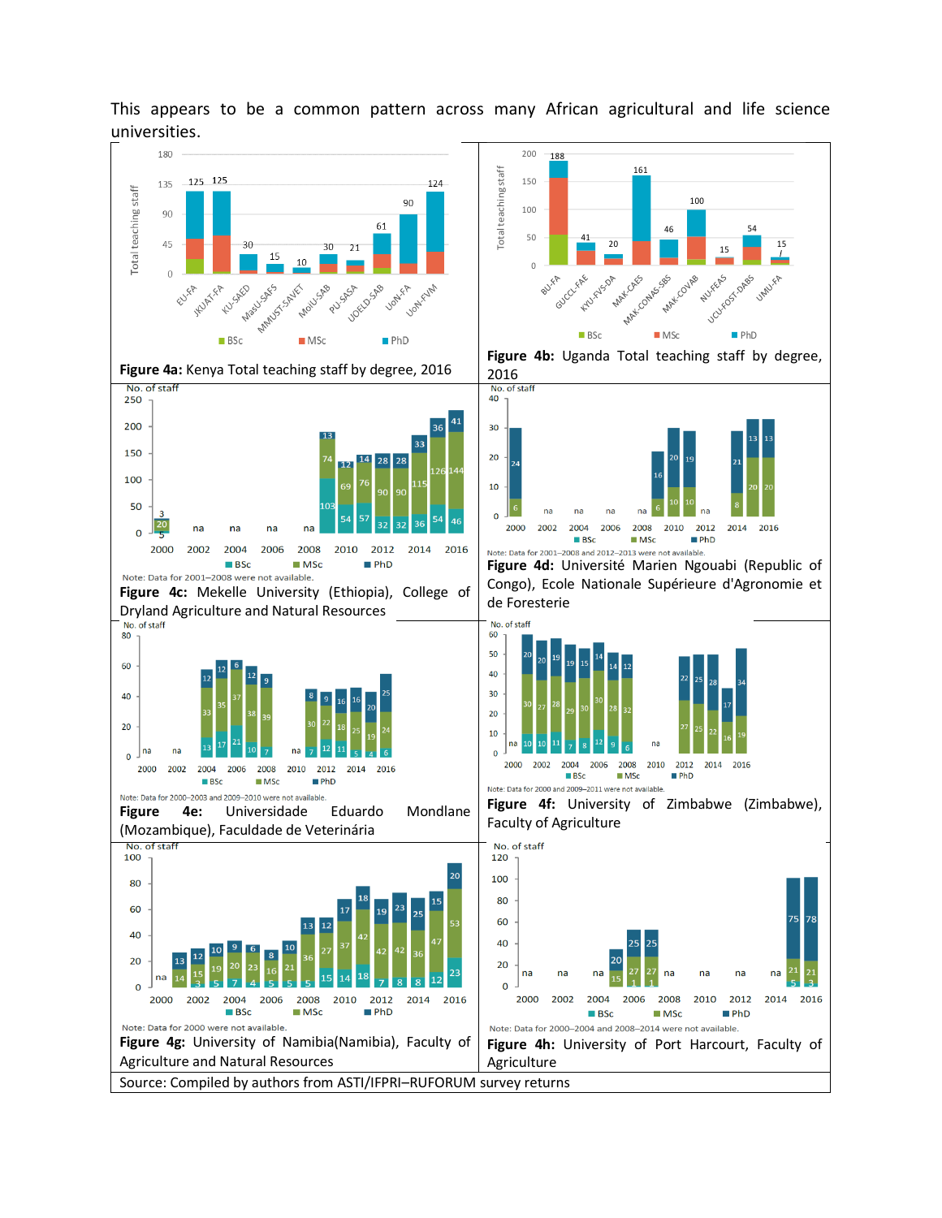This appears to be a common pattern across many African agricultural and life science universities.

**Figure 4a:** Kenya Total teaching staff by degree, 2016

**Figure 4b:** Uganda Total teaching staff by degree, 2016

Note: Data for 2001–2008 were not available.

**Figure 4c:** Mekelle University (Ethiopia), College of Dryland Agriculture and Natural Resources

Note: Data for 2001–2008 and 2012–2013 were not available.

**Figure 4d:** Université Marien Ngouabi (Republic of Congo), Ecole Nationale Supérieure d'Agronomie et de Foresterie

Note: Data for 2000–2003 and 2009–2010 were not available.

**Figure 4e:** Universidade Eduardo Mondlane (Mozambique), Faculdade de Veterinária

Note: Data for 2000 and 2009–2011 were not available.

**Figure 4f:** University of Zimbabwe (Zimbabwe), Faculty of Agriculture

Note: Data for 2000 were not available.

**Figure 4g:** University of Namibia(Namibia), Faculty of Agriculture and Natural Resources

Note: Data for 2000–2004 and 2008–2014 were not available.

**Figure 4h:** University of Port Harcourt, Faculty of Agriculture

Source: Compiled by authors from ASTI/IFPRI–RUFORUM survey returns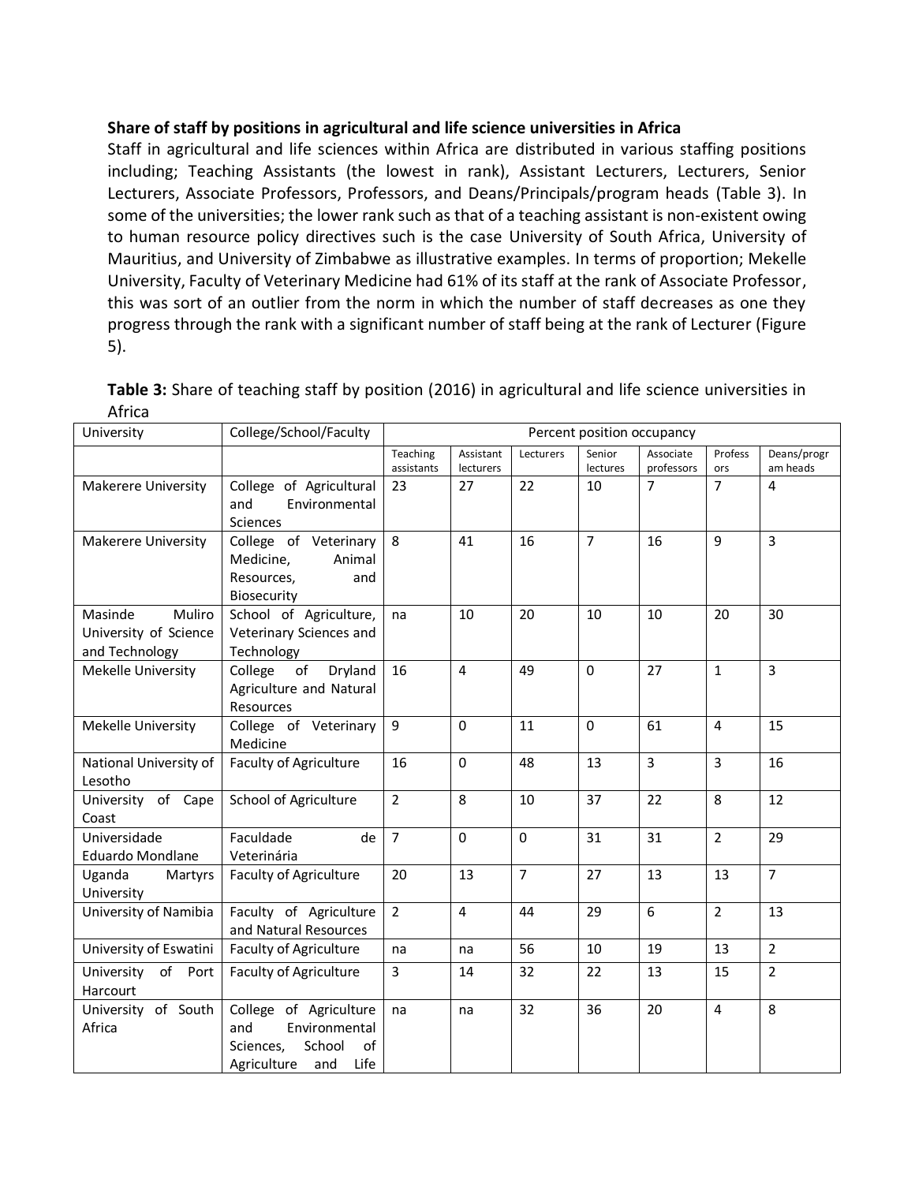**Share of staff by positions in agricultural and life science universities in Africa**

Staff in agricultural and life sciences within Africa are distributed in various staffing positions including; Teaching Assistants (the lowest in rank), Assistant Lecturers, Lecturers, Senior Lecturers, Associate Professors, Professors, and Deans/Principals/program heads (Table 3). In some of the universities; the lower rank such as that of a teaching assistant is non-existent owing to human resource policy directives such is the case University of South Africa, University of Mauritius, and University of Zimbabwe as illustrative examples. In terms of proportion; Mekelle University, Faculty of Veterinary Medicine had 61% of its staff at the rank of Associate Professor, this was sort of an outlier from the norm in which the number of staff decreases as one they progress through the rank with a significant number of staff being at the rank of Lecturer (Figure 5).

**Table 3:** Share of teaching staff by position (2016) in agricultural and life science universities in Africa

| University | College/School/Faculty | Percent position occupancy | | | | | | |
|---|---|---|---|---|---|---|---|---|
| | | Teaching assistants | Assistant lecturers | Lecturers | Senior lectures | Associate professors | Professors | Deans/program heads |
| Makerere University | College of Agricultural and Environmental Sciences | 23 | 27 | 22 | 10 | 7 | 7 | 4 |
| Makerere University | College of Veterinary Medicine, Animal Resources, and Biosecurity | 8 | 41 | 16 | 7 | 16 | 9 | 3 |
| Masinde Muliro University of Science and Technology | School of Agriculture, Veterinary Sciences and Technology | na | 10 | 20 | 10 | 10 | 20 | 30 |
| Mekelle University | College of Dryland Agriculture and Natural Resources | 16 | 4 | 49 | 0 | 27 | 1 | 3 |
| Mekelle University | College of Veterinary Medicine | 9 | 0 | 11 | 0 | 61 | 4 | 15 |
| National University of Lesotho | Faculty of Agriculture | 16 | 0 | 48 | 13 | 3 | 3 | 16 |
| University of Cape Coast | School of Agriculture | 2 | 8 | 10 | 37 | 22 | 8 | 12 |
| Universidade Eduardo Mondlane | Faculdade de Veterinária | 7 | 0 | 0 | 31 | 31 | 2 | 29 |
| Uganda Martyrs University | Faculty of Agriculture | 20 | 13 | 7 | 27 | 13 | 13 | 7 |
| University of Namibia | Faculty of Agriculture and Natural Resources | 2 | 4 | 44 | 29 | 6 | 2 | 13 |
| University of Eswatini | Faculty of Agriculture | na | na | 56 | 10 | 19 | 13 | 2 |
| University of Port Harcourt | Faculty of Agriculture | 3 | 14 | 32 | 22 | 13 | 15 | 2 |
| University of South Africa | College of Agriculture and Environmental Sciences, School of Agriculture and Life | na | na | 32 | 36 | 20 | 4 | 8 |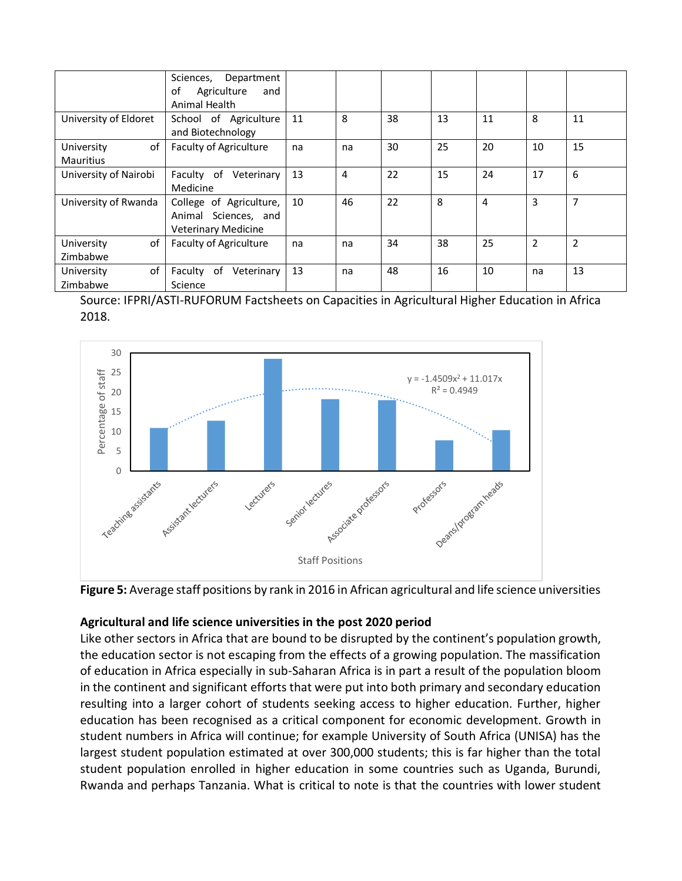|  |  |  |  |  |  |  |  |  |
|---|---|---|---|---|---|---|---|---|
|  | Sciences, Department of Agriculture and Animal Health |  |  |  |  |  |  |  |
| University of Eldoret | School of Agriculture and Biotechnology | 11 | 8 | 38 | 13 | 11 | 8 | 11 |
| University of Mauritius | Faculty of Agriculture | na | na | 30 | 25 | 20 | 10 | 15 |
| University of Nairobi | Faculty of Veterinary Medicine | 13 | 4 | 22 | 15 | 24 | 17 | 6 |
| University of Rwanda | College of Agriculture, Animal Sciences, and Veterinary Medicine | 10 | 46 | 22 | 8 | 4 | 3 | 7 |
| University of Zimbabwe | Faculty of Agriculture | na | na | 34 | 38 | 25 | 2 | 2 |
| University of Zimbabwe | Faculty of Veterinary Science | 13 | na | 48 | 16 | 10 | na | 13 |

Source: IFPRI/ASTI-RUFORUM Factsheets on Capacities in Agricultural Higher Education in Africa 2018.

**Figure 5:** Average staff positions by rank in 2016 in African agricultural and life science universities

**Agricultural and life science universities in the post 2020 period**

Like other sectors in Africa that are bound to be disrupted by the continent's population growth, the education sector is not escaping from the effects of a growing population. The massification of education in Africa especially in sub-Saharan Africa is in part a result of the population bloom in the continent and significant efforts that were put into both primary and secondary education resulting into a larger cohort of students seeking access to higher education. Further, higher education has been recognised as a critical component for economic development. Growth in student numbers in Africa will continue; for example University of South Africa (UNISA) has the largest student population estimated at over 300,000 students; this is far higher than the total student population enrolled in higher education in some countries such as Uganda, Burundi, Rwanda and perhaps Tanzania. What is critical to note is that the countries with lower student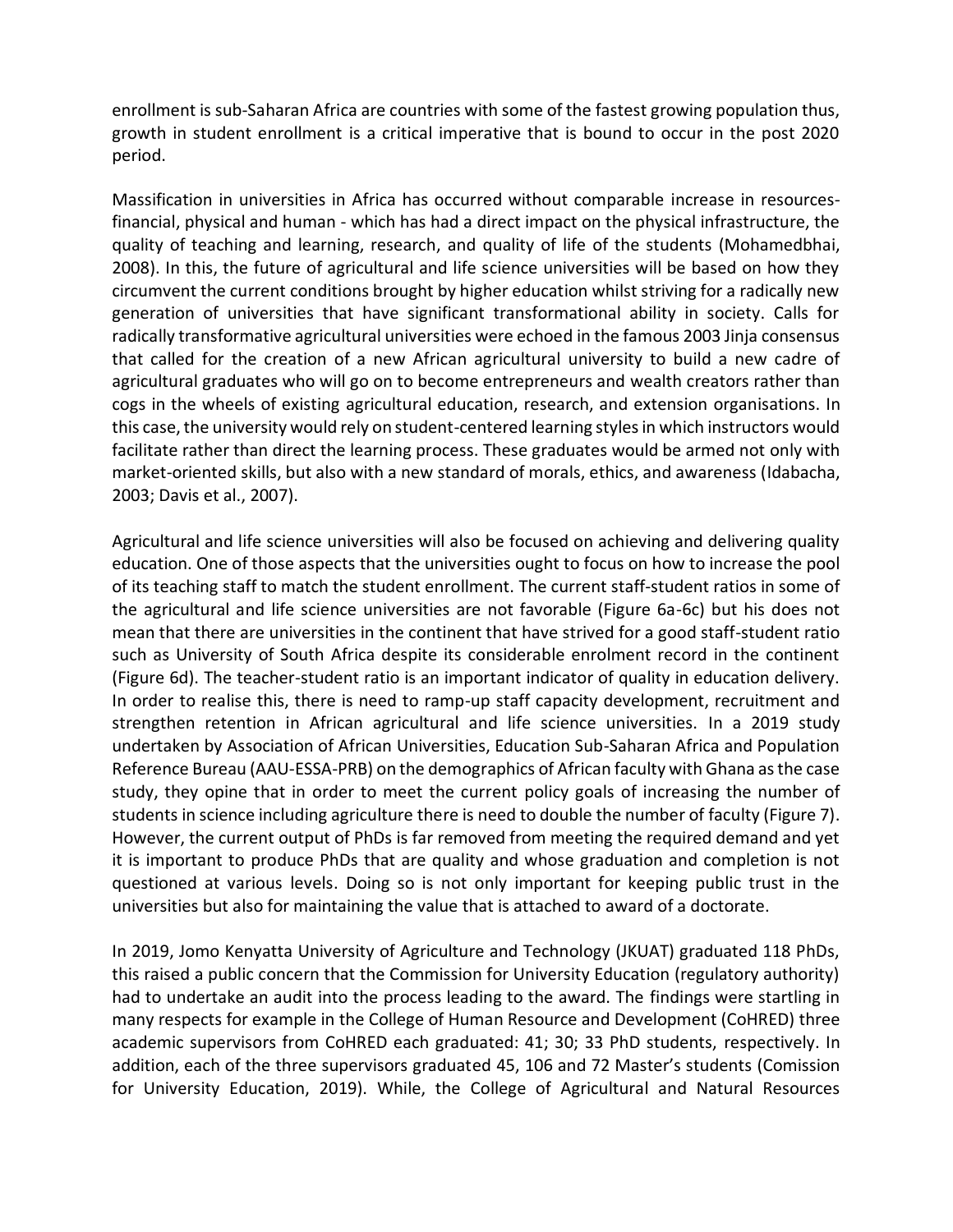enrollment is sub-Saharan Africa are countries with some of the fastest growing population thus, growth in student enrollment is a critical imperative that is bound to occur in the post 2020 period.

Massification in universities in Africa has occurred without comparable increase in resources- financial, physical and human - which has had a direct impact on the physical infrastructure, the quality of teaching and learning, research, and quality of life of the students (Mohamedbhai, 2008). In this, the future of agricultural and life science universities will be based on how they circumvent the current conditions brought by higher education whilst striving for a radically new generation of universities that have significant transformational ability in society. Calls for radically transformative agricultural universities were echoed in the famous 2003 Jinja consensus that called for the creation of a new African agricultural university to build a new cadre of agricultural graduates who will go on to become entrepreneurs and wealth creators rather than cogs in the wheels of existing agricultural education, research, and extension organisations. In this case, the university would rely on student-centered learning styles in which instructors would facilitate rather than direct the learning process. These graduates would be armed not only with market-oriented skills, but also with a new standard of morals, ethics, and awareness (Idabacha, 2003; Davis et al., 2007).

Agricultural and life science universities will also be focused on achieving and delivering quality education. One of those aspects that the universities ought to focus on how to increase the pool of its teaching staff to match the student enrollment. The current staff-student ratios in some of the agricultural and life science universities are not favorable (Figure 6a-6c) but his does not mean that there are universities in the continent that have strived for a good staff-student ratio such as University of South Africa despite its considerable enrolment record in the continent (Figure 6d). The teacher-student ratio is an important indicator of quality in education delivery. In order to realise this, there is need to ramp-up staff capacity development, recruitment and strengthen retention in African agricultural and life science universities. In a 2019 study undertaken by Association of African Universities, Education Sub-Saharan Africa and Population Reference Bureau (AAU-ESSA-PRB) on the demographics of African faculty with Ghana as the case study, they opine that in order to meet the current policy goals of increasing the number of students in science including agriculture there is need to double the number of faculty (Figure 7). However, the current output of PhDs is far removed from meeting the required demand and yet it is important to produce PhDs that are quality and whose graduation and completion is not questioned at various levels. Doing so is not only important for keeping public trust in the universities but also for maintaining the value that is attached to award of a doctorate.

In 2019, Jomo Kenyatta University of Agriculture and Technology (JKUAT) graduated 118 PhDs, this raised a public concern that the Commission for University Education (regulatory authority) had to undertake an audit into the process leading to the award. The findings were startling in many respects for example in the College of Human Resource and Development (CoHRED) three academic supervisors from CoHRED each graduated: 41; 30; 33 PhD students, respectively. In addition, each of the three supervisors graduated 45, 106 and 72 Master's students (Comission for University Education, 2019). While, the College of Agricultural and Natural Resources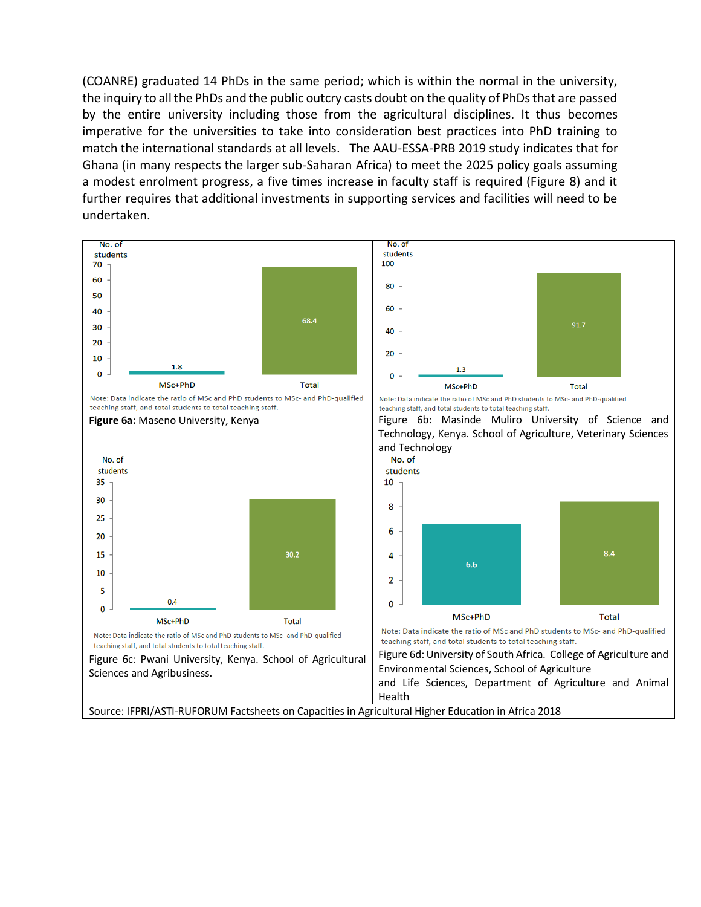(COANRE) graduated 14 PhDs in the same period; which is within the normal in the university, the inquiry to all the PhDs and the public outcry casts doubt on the quality of PhDs that are passed by the entire university including those from the agricultural disciplines. It thus becomes imperative for the universities to take into consideration best practices into PhD training to match the international standards at all levels. The AAU-ESSA-PRB 2019 study indicates that for Ghana (in many respects the larger sub-Saharan Africa) to meet the 2025 policy goals assuming a modest enrolment progress, a five times increase in faculty staff is required (Figure 8) and it further requires that additional investments in supporting services and facilities will need to be undertaken.

| | MSc+PhD | Total |
|---|---|---|
| No. of students | 1.8 | 68.4 |

Note: Data indicate the ratio of MSc and PhD students to MSc- and PhD-qualified teaching staff, and total students to total teaching staff.

**Figure 6a:** Maseno University, Kenya

| | MSc+PhD | Total |
|---|---|---|
| No. of students | 1.3 | 91.7 |

Note: Data indicate the ratio of MSc and PhD students to MSc- and PhD-qualified teaching staff, and total students to total teaching staff.

Figure 6b: Masinde Muliro University of Science and Technology, Kenya. School of Agriculture, Veterinary Sciences and Technology

| | MSc+PhD | Total |
|---|---|---|
| No. of students | 0.4 | 30.2 |

Note: Data indicate the ratio of MSc and PhD students to MSc- and PhD-qualified teaching staff, and total students to total teaching staff.

Figure 6c: Pwani University, Kenya. School of Agricultural Sciences and Agribusiness.

| | MSc+PhD | Total |
|---|---|---|
| No. of students | 6.6 | 8.4 |

Note: Data indicate the ratio of MSc and PhD students to MSc- and PhD-qualified teaching staff, and total students to total teaching staff.

Figure 6d: University of South Africa. College of Agriculture and Environmental Sciences, School of Agriculture and Life Sciences, Department of Agriculture and Animal Health

Source: IFPRI/ASTI-RUFORUM Factsheets on Capacities in Agricultural Higher Education in Africa 2018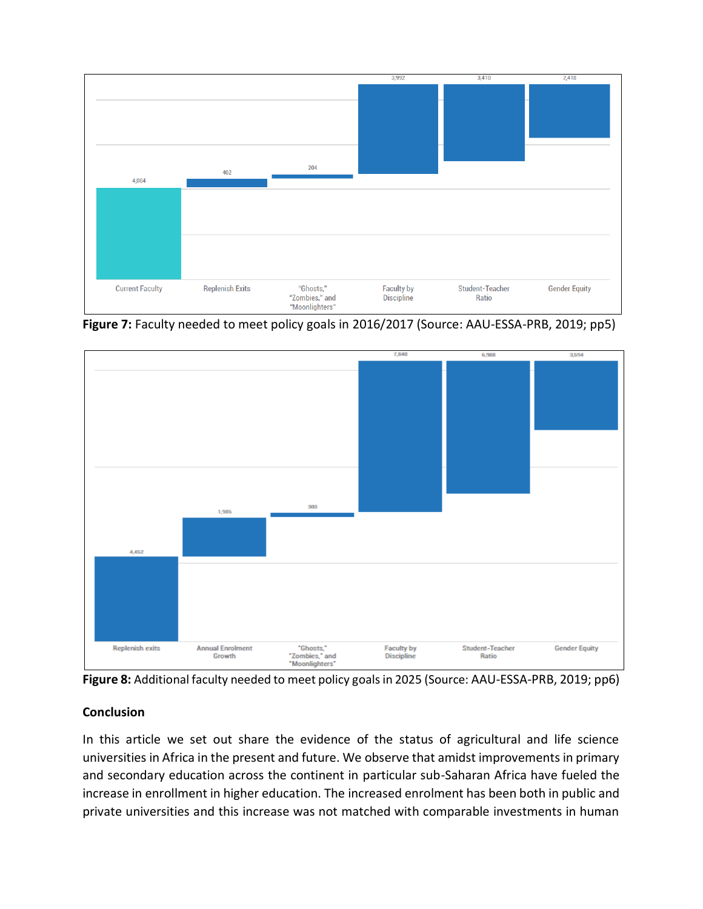**Figure 7:** Faculty needed to meet policy goals in 2016/2017 (Source: AAU-ESSA-PRB, 2019; pp5)

**Figure 8:** Additional faculty needed to meet policy goals in 2025 (Source: AAU-ESSA-PRB, 2019; pp6)

## Conclusion

In this article we set out share the evidence of the status of agricultural and life science universities in Africa in the present and future. We observe that amidst improvements in primary and secondary education across the continent in particular sub-Saharan Africa have fueled the increase in enrollment in higher education. The increased enrolment has been both in public and private universities and this increase was not matched with comparable investments in human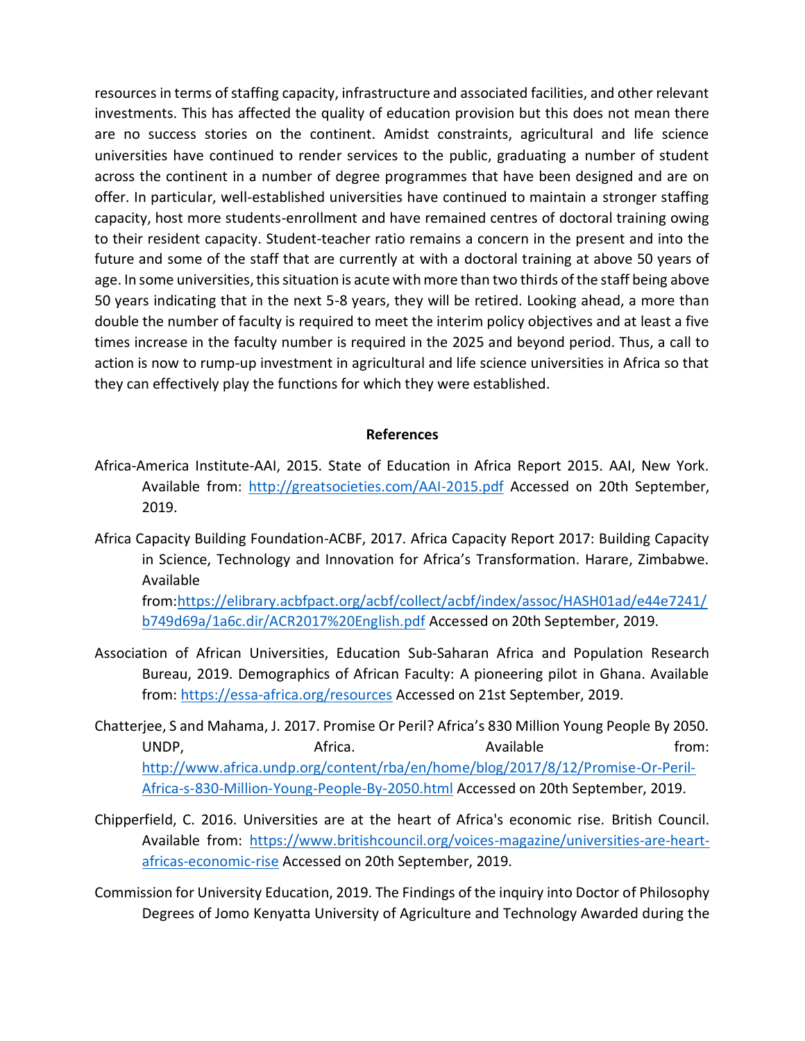resources in terms of staffing capacity, infrastructure and associated facilities, and other relevant investments. This has affected the quality of education provision but this does not mean there are no success stories on the continent. Amidst constraints, agricultural and life science universities have continued to render services to the public, graduating a number of student across the continent in a number of degree programmes that have been designed and are on offer. In particular, well-established universities have continued to maintain a stronger staffing capacity, host more students-enrollment and have remained centres of doctoral training owing to their resident capacity. Student-teacher ratio remains a concern in the present and into the future and some of the staff that are currently at with a doctoral training at above 50 years of age. In some universities, this situation is acute with more than two thirds of the staff being above 50 years indicating that in the next 5-8 years, they will be retired. Looking ahead, a more than double the number of faculty is required to meet the interim policy objectives and at least a five times increase in the faculty number is required in the 2025 and beyond period. Thus, a call to action is now to rump-up investment in agricultural and life science universities in Africa so that they can effectively play the functions for which they were established.

## References

Africa-America Institute-AAI, 2015. State of Education in Africa Report 2015. AAI, New York. Available from: http://greatsocieties.com/AAI-2015.pdf Accessed on 20th September, 2019.

Africa Capacity Building Foundation-ACBF, 2017. Africa Capacity Report 2017: Building Capacity in Science, Technology and Innovation for Africa's Transformation. Harare, Zimbabwe. Available from:https://elibrary.acbfpact.org/acbf/collect/acbf/index/assoc/HASH01ad/e44e7241/b749d69a/1a6c.dir/ACR2017%20English.pdf Accessed on 20th September, 2019.

Association of African Universities, Education Sub-Saharan Africa and Population Research Bureau, 2019. Demographics of African Faculty: A pioneering pilot in Ghana. Available from: https://essa-africa.org/resources Accessed on 21st September, 2019.

Chatterjee, S and Mahama, J. 2017. Promise Or Peril? Africa's 830 Million Young People By 2050. UNDP, Africa. Available from: http://www.africa.undp.org/content/rba/en/home/blog/2017/8/12/Promise-Or-Peril-Africa-s-830-Million-Young-People-By-2050.html Accessed on 20th September, 2019.

Chipperfield, C. 2016. Universities are at the heart of Africa's economic rise. British Council. Available from: https://www.britishcouncil.org/voices-magazine/universities-are-heart-africas-economic-rise Accessed on 20th September, 2019.

Commission for University Education, 2019. The Findings of the inquiry into Doctor of Philosophy Degrees of Jomo Kenyatta University of Agriculture and Technology Awarded during the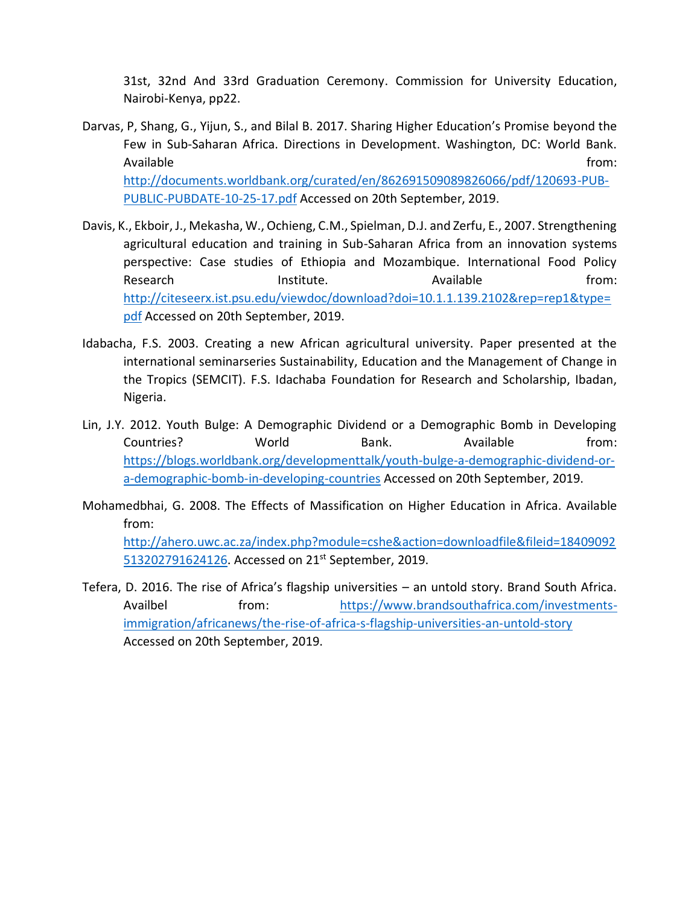31st, 32nd And 33rd Graduation Ceremony. Commission for University Education, Nairobi-Kenya, pp22.

Darvas, P, Shang, G., Yijun, S., and Bilal B. 2017. Sharing Higher Education's Promise beyond the Few in Sub-Saharan Africa. Directions in Development. Washington, DC: World Bank. Available from: http://documents.worldbank.org/curated/en/862691509089826066/pdf/120693-PUB-PUBLIC-PUBDATE-10-25-17.pdf Accessed on 20th September, 2019.

Davis, K., Ekboir, J., Mekasha, W., Ochieng, C.M., Spielman, D.J. and Zerfu, E., 2007. Strengthening agricultural education and training in Sub-Saharan Africa from an innovation systems perspective: Case studies of Ethiopia and Mozambique. International Food Policy Research Institute. Available from: http://citeseerx.ist.psu.edu/viewdoc/download?doi=10.1.1.139.2102&rep=rep1&type=pdf Accessed on 20th September, 2019.

Idabacha, F.S. 2003. Creating a new African agricultural university. Paper presented at the international seminarseries Sustainability, Education and the Management of Change in the Tropics (SEMCIT). F.S. Idachaba Foundation for Research and Scholarship, Ibadan, Nigeria.

Lin, J.Y. 2012. Youth Bulge: A Demographic Dividend or a Demographic Bomb in Developing Countries? World Bank. Available from: https://blogs.worldbank.org/developmenttalk/youth-bulge-a-demographic-dividend-or-a-demographic-bomb-in-developing-countries Accessed on 20th September, 2019.

Mohamedbhai, G. 2008. The Effects of Massification on Higher Education in Africa. Available from: http://ahero.uwc.ac.za/index.php?module=cshe&action=downloadfile&fileid=18409092513202791624126. Accessed on 21st September, 2019.

Tefera, D. 2016. The rise of Africa's flagship universities – an untold story. Brand South Africa. Availbel from: https://www.brandsouthafrica.com/investments-immigration/africanews/the-rise-of-africa-s-flagship-universities-an-untold-story Accessed on 20th September, 2019.